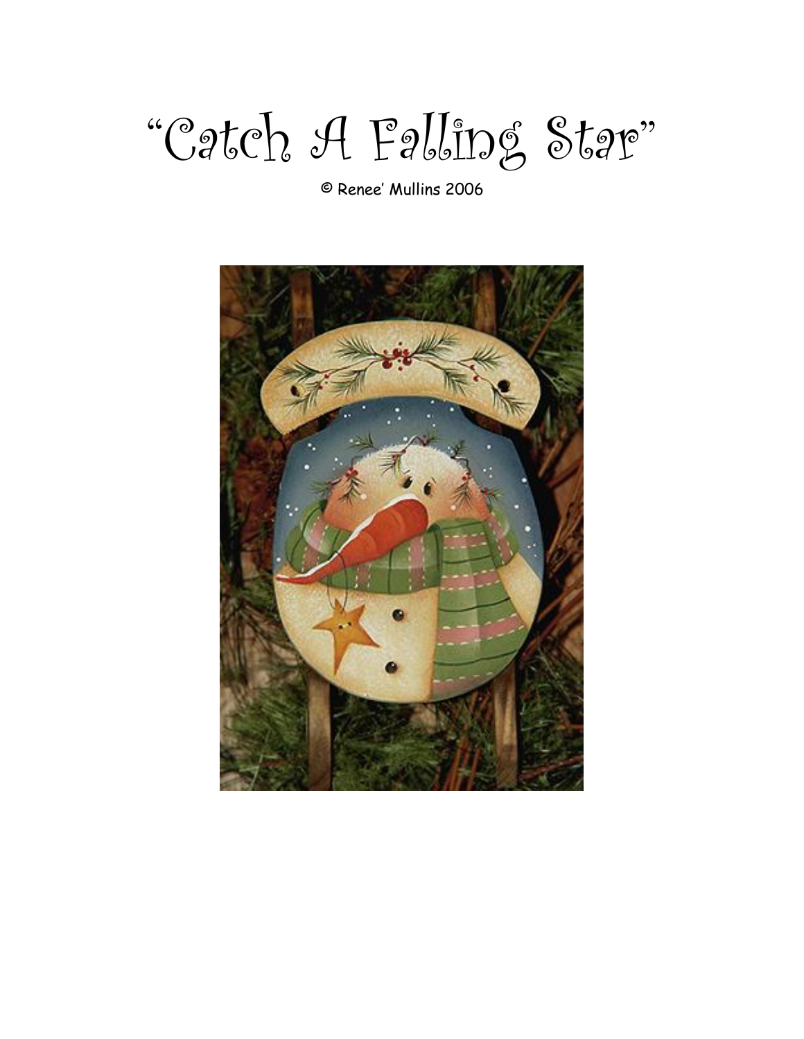# “Catch A Falling Star”

© Renee’ Mullins 2006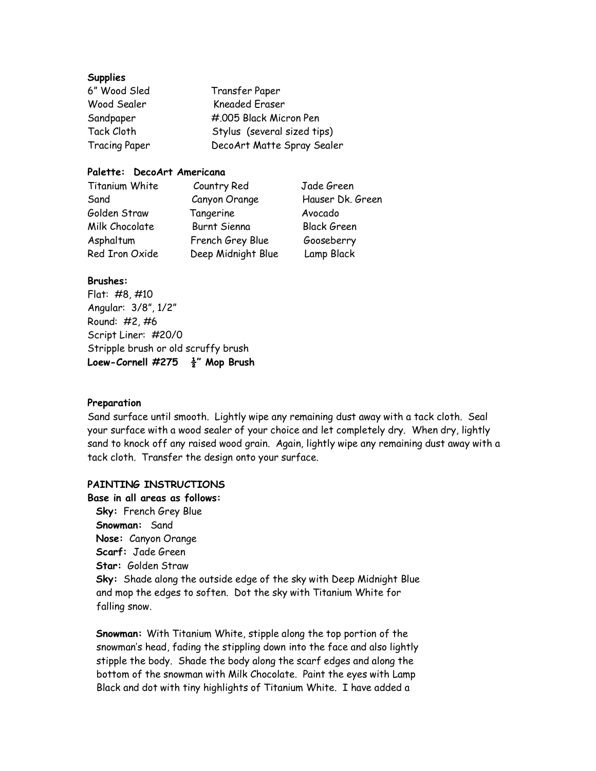**Supplies**

| | |
|---|---|
| 6" Wood Sled | Transfer Paper |
| Wood Sealer | Kneaded Eraser |
| Sandpaper | #.005 Black Micron Pen |
| Tack Cloth | Stylus (several sized tips) |
| Tracing Paper | DecoArt Matte Spray Sealer |

**Palette: DecoArt Americana**

| | | |
|---|---|---|
| Titanium White | Country Red | Jade Green |
| Sand | Canyon Orange | Hauser Dk. Green |
| Golden Straw | Tangerine | Avocado |
| Milk Chocolate | Burnt Sienna | Black Green |
| Asphaltum | French Grey Blue | Gooseberry |
| Red Iron Oxide | Deep Midnight Blue | Lamp Black |

**Brushes:**
Flat: #8, #10
Angular: 3/8", 1/2"
Round: #2, #6
Script Liner: #20/0
Stripple brush or old scruffy brush
**Loewe-Cornell #275 ½" Mop Brush**

**Preparation**
Sand surface until smooth. Lightly wipe any remaining dust away with a tack cloth. Seal your surface with a wood sealer of your choice and let completely dry. When dry, lightly sand to knock off any raised wood grain. Again, lightly wipe any remaining dust away with a tack cloth. Transfer the design onto your surface.

**PAINTING INSTRUCTIONS**
**Base in all areas as follows:**
**Sky:** French Grey Blue
**Snowman:** Sand
**Nose:** Canyon Orange
**Scarf:** Jade Green
**Star:** Golden Straw
**Sky:** Shade along the outside edge of the sky with Deep Midnight Blue and mop the edges to soften. Dot the sky with Titanium White for falling snow.

**Snowman:** With Titanium White, stipple along the top portion of the snowman's head, fading the stippling down into the face and also lightly stipple the body. Shade the body along the scarf edges and along the bottom of the snowman with Milk Chocolate. Paint the eyes with Lamp Black and dot with tiny highlights of Titanium White. I have added a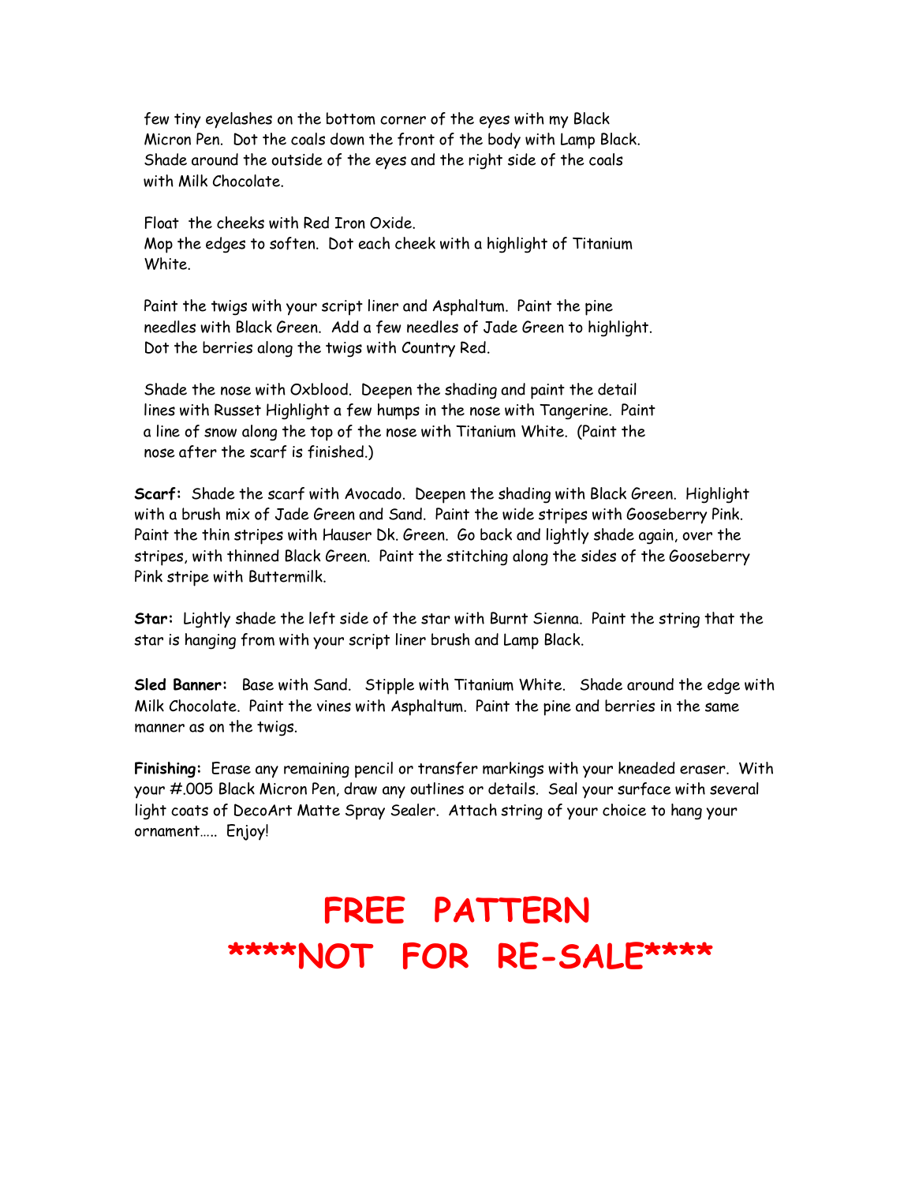few tiny eyelashes on the bottom corner of the eyes with my Black Micron Pen. Dot the coals down the front of the body with Lamp Black. Shade around the outside of the eyes and the right side of the coals with Milk Chocolate.

Float the cheeks with Red Iron Oxide.
Mop the edges to soften. Dot each cheek with a highlight of Titanium White.

Paint the twigs with your script liner and Asphaltum. Paint the pine needles with Black Green. Add a few needles of Jade Green to highlight. Dot the berries along the twigs with Country Red.

Shade the nose with Oxblood. Deepen the shading and paint the detail lines with Russet Highlight a few humps in the nose with Tangerine. Paint a line of snow along the top of the nose with Titanium White. (Paint the nose after the scarf is finished.)

**Scarf:** Shade the scarf with Avocado. Deepen the shading with Black Green. Highlight with a brush mix of Jade Green and Sand. Paint the wide stripes with Gooseberry Pink. Paint the thin stripes with Hauser Dk. Green. Go back and lightly shade again, over the stripes, with thinned Black Green. Paint the stitching along the sides of the Gooseberry Pink stripe with Buttermilk.

**Star:** Lightly shade the left side of the star with Burnt Sienna. Paint the string that the star is hanging from with your script liner brush and Lamp Black.

**Sled Banner:** Base with Sand. Stipple with Titanium White. Shade around the edge with Milk Chocolate. Paint the vines with Asphaltum. Paint the pine and berries in the same manner as on the twigs.

**Finishing:** Erase any remaining pencil or transfer markings with your kneaded eraser. With your #.005 Black Micron Pen, draw any outlines or details. Seal your surface with several light coats of DecoArt Matte Spray Sealer. Attach string of your choice to hang your ornament….. Enjoy!

**FREE PATTERN**
**\*\*\*\*NOT FOR RE-SALE\*\*\*\***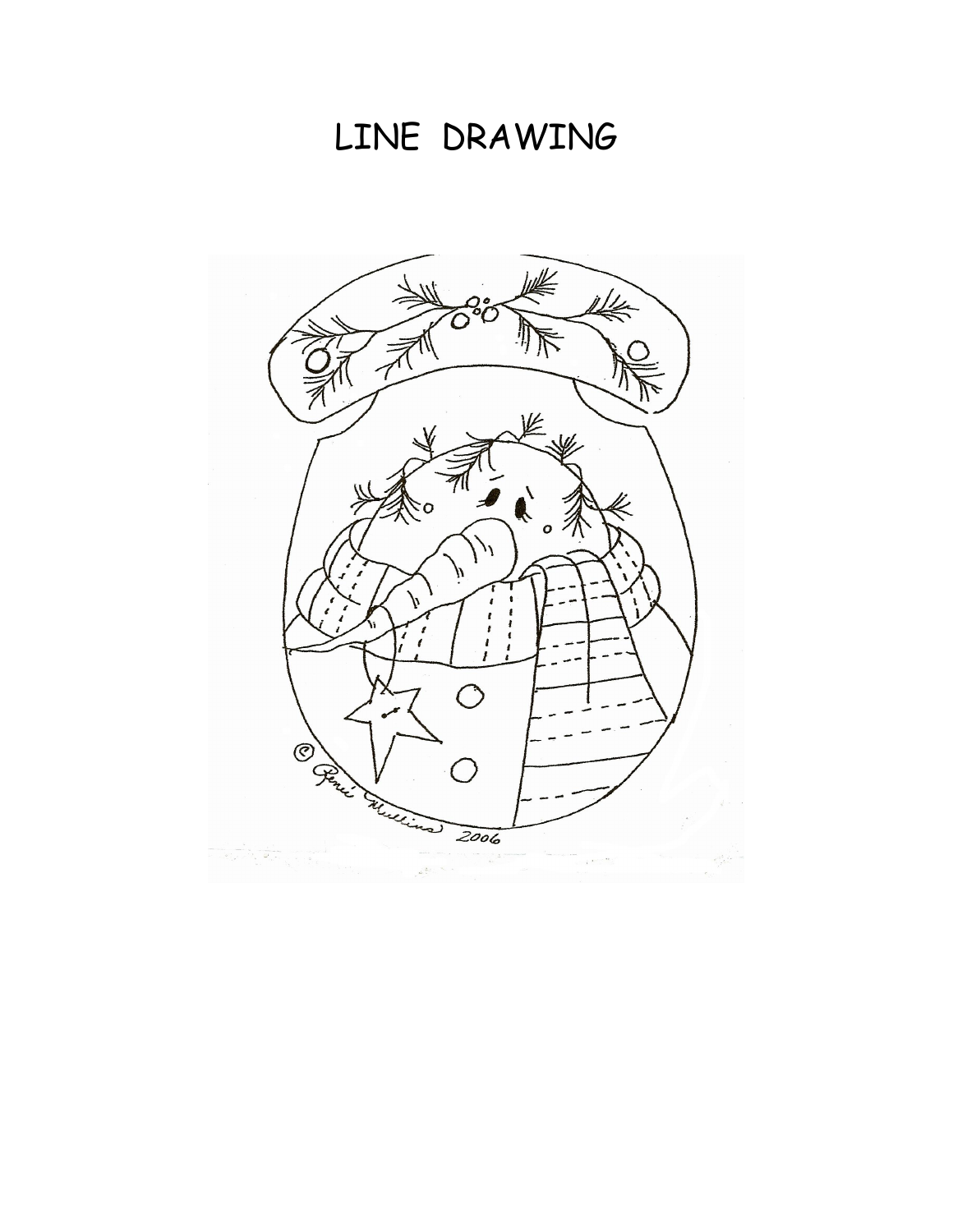# LINE DRAWING